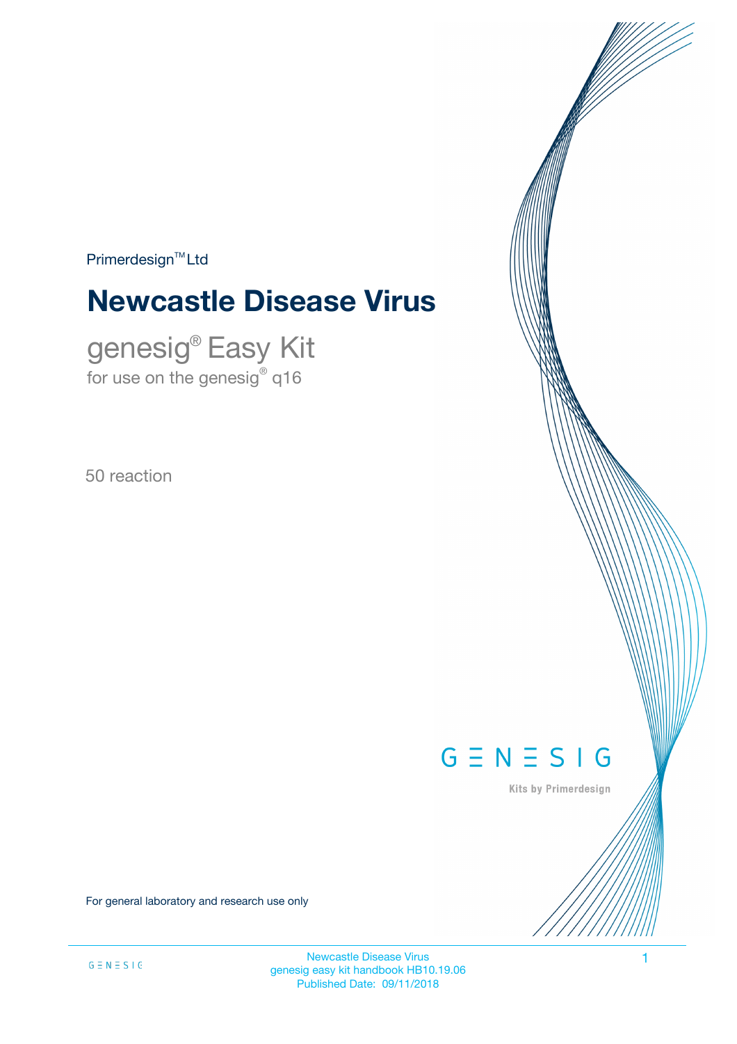Primerdesign™ Ltd

# Newcastle Disease Virus

## genesig® Easy Kit

for use on the genesig® q16

50 reaction

GENESIG

Kits by Primerdesign

For general laboratory and research use only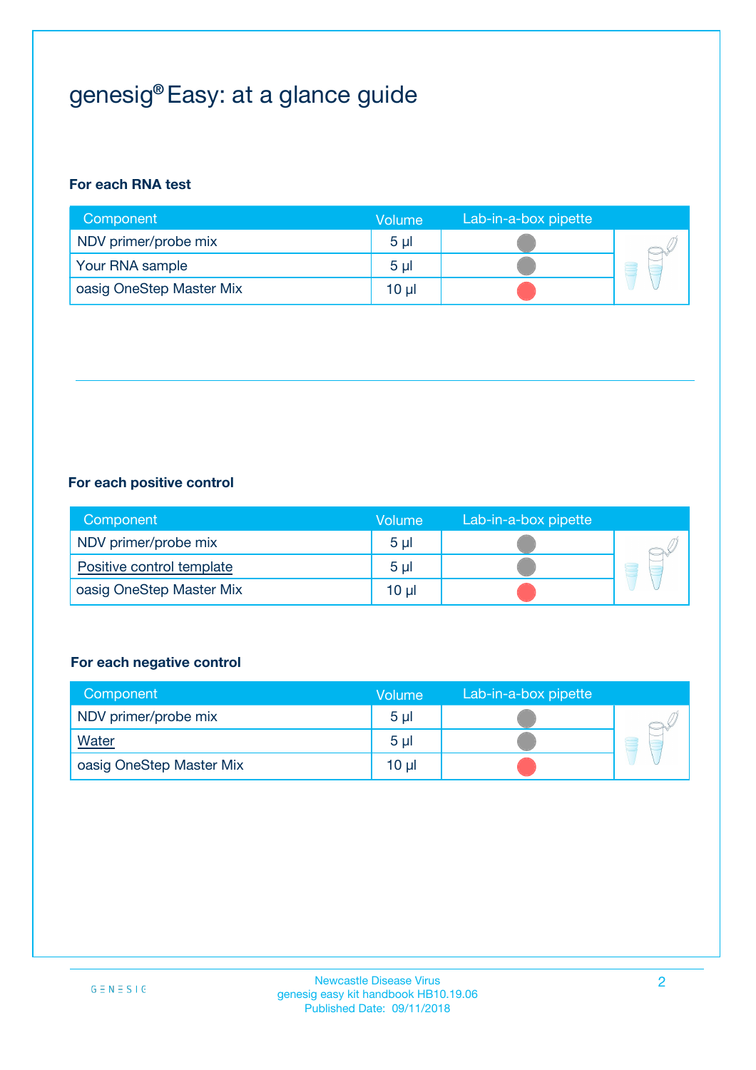# genesig® Easy: at a glance guide

**For each RNA test**

| Component | Volume | Lab-in-a-box pipette |
|---|---|---|
| NDV primer/probe mix | 5 µl | |
| Your RNA sample | 5 µl | |
| oasig OneStep Master Mix | 10 µl | |

**For each positive control**

| Component | Volume | Lab-in-a-box pipette |
|---|---|---|
| NDV primer/probe mix | 5 µl | |
| Positive control template | 5 µl | |
| oasig OneStep Master Mix | 10 µl | |

**For each negative control**

| Component | Volume | Lab-in-a-box pipette |
|---|---|---|
| NDV primer/probe mix | 5 µl | |
| Water | 5 µl | |
| oasig OneStep Master Mix | 10 µl | |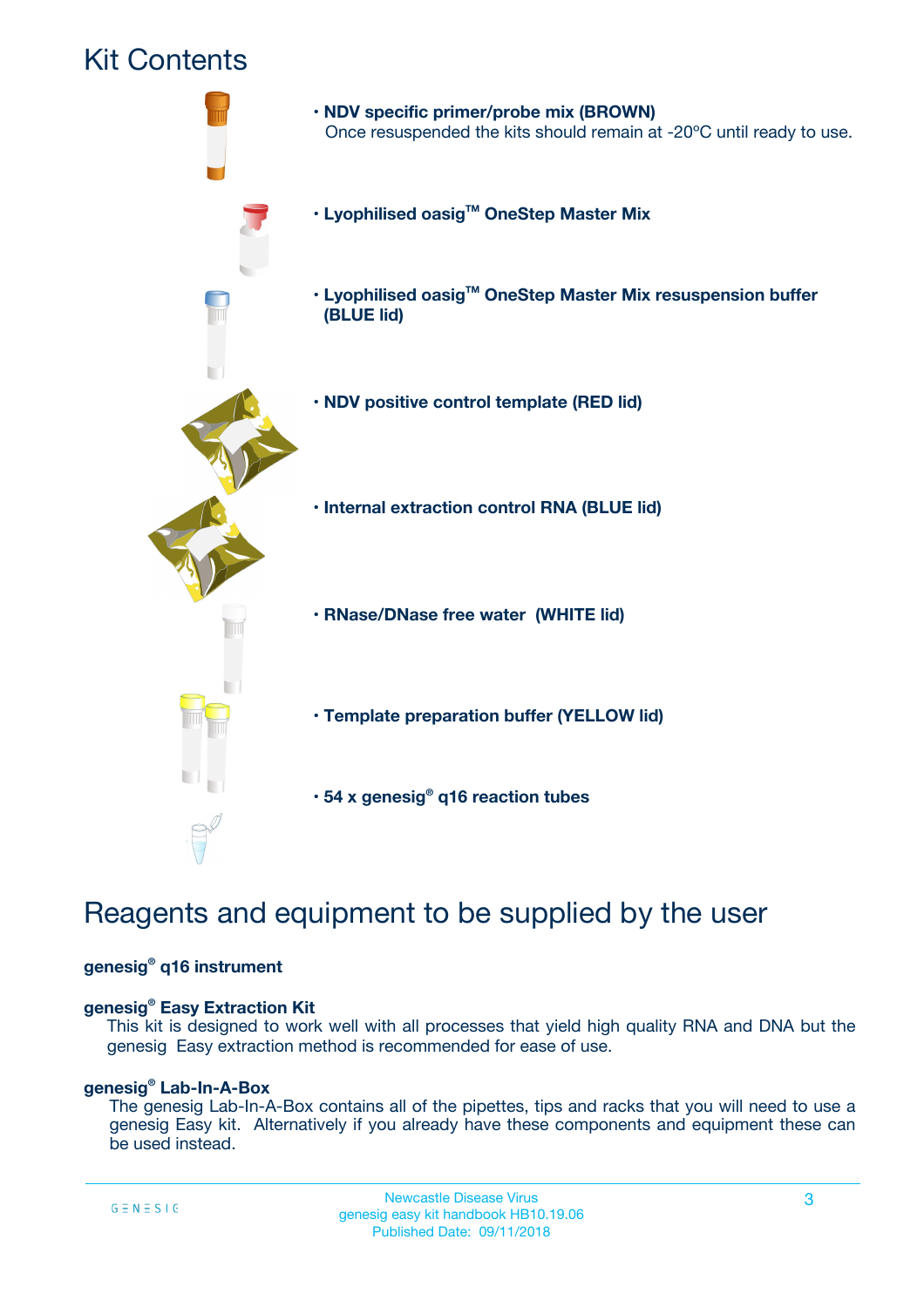# Kit Contents

- **NDV specific primer/probe mix (BROWN)**
  Once resuspended the kits should remain at -20ºC until ready to use.
- **Lyophilised oasig™ OneStep Master Mix**
- **Lyophilised oasig™ OneStep Master Mix resuspension buffer (BLUE lid)**
- **NDV positive control template (RED lid)**
- **Internal extraction control RNA (BLUE lid)**
- **RNase/DNase free water (WHITE lid)**
- **Template preparation buffer (YELLOW lid)**
- **54 x genesig® q16 reaction tubes**

# Reagents and equipment to be supplied by the user

**genesig® q16 instrument**

**genesig® Easy Extraction Kit**
This kit is designed to work well with all processes that yield high quality RNA and DNA but the genesig Easy extraction method is recommended for ease of use.

**genesig® Lab-In-A-Box**
The genesig Lab-In-A-Box contains all of the pipettes, tips and racks that you will need to use a genesig Easy kit. Alternatively if you already have these components and equipment these can be used instead.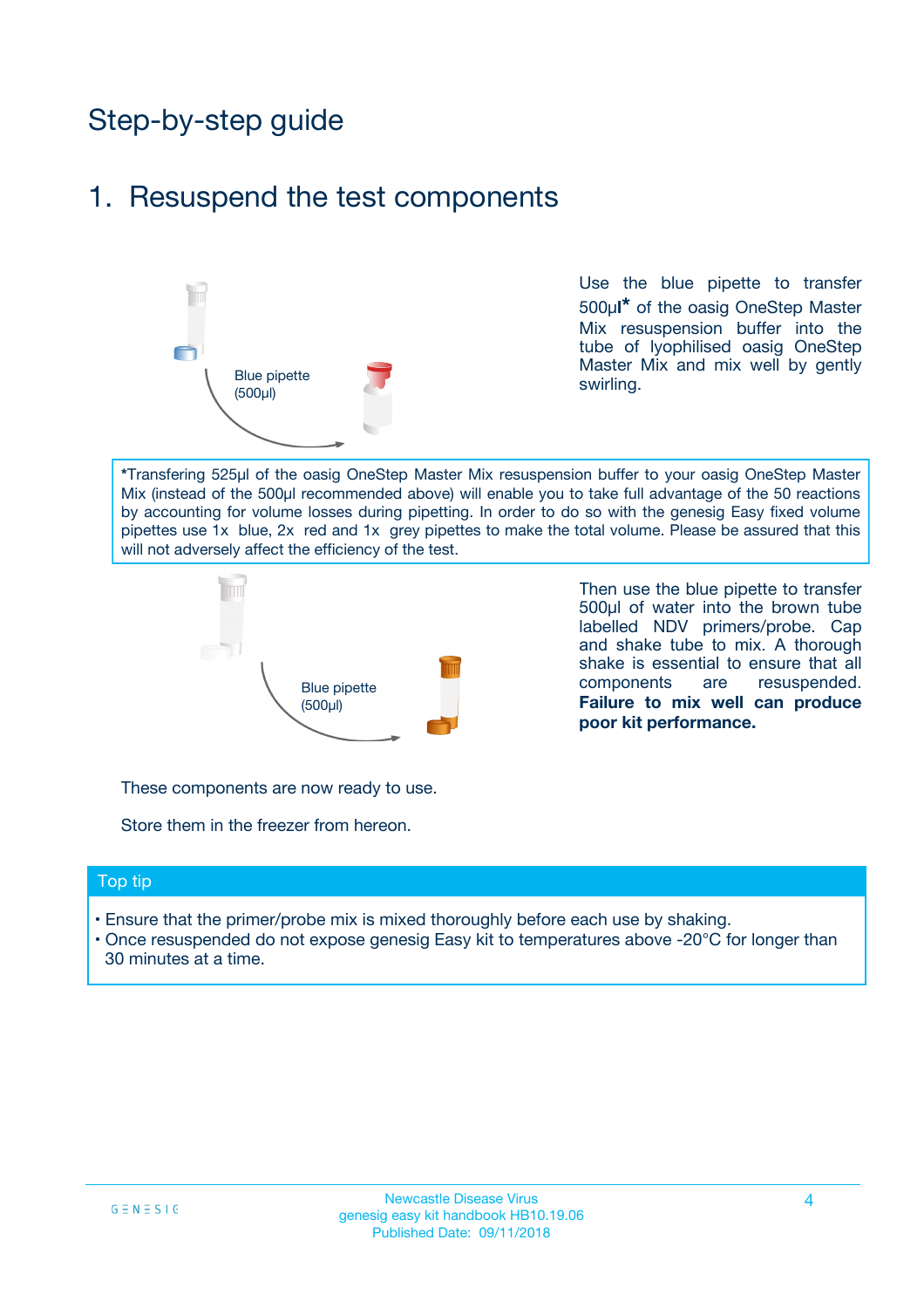# Step-by-step guide

## 1. Resuspend the test components

Blue pipette (500µl)

Use the blue pipette to transfer 500µl* of the oasig OneStep Master Mix resuspension buffer into the tube of lyophilised oasig OneStep Master Mix and mix well by gently swirling.

*Transfering 525µl of the oasig OneStep Master Mix resuspension buffer to your oasig OneStep Master Mix (instead of the 500µl recommended above) will enable you to take full advantage of the 50 reactions by accounting for volume losses during pipetting. In order to do so with the genesig Easy fixed volume pipettes use 1x blue, 2x red and 1x grey pipettes to make the total volume. Please be assured that this will not adversely affect the efficiency of the test.

Blue pipette (500µl)

Then use the blue pipette to transfer 500µl of water into the brown tube labelled NDV primers/probe. Cap and shake tube to mix. A thorough shake is essential to ensure that all components are resuspended. **Failure to mix well can produce poor kit performance.**

These components are now ready to use.

Store them in the freezer from hereon.

### Top tip

- Ensure that the primer/probe mix is mixed thoroughly before each use by shaking.
- Once resuspended do not expose genesig Easy kit to temperatures above -20°C for longer than 30 minutes at a time.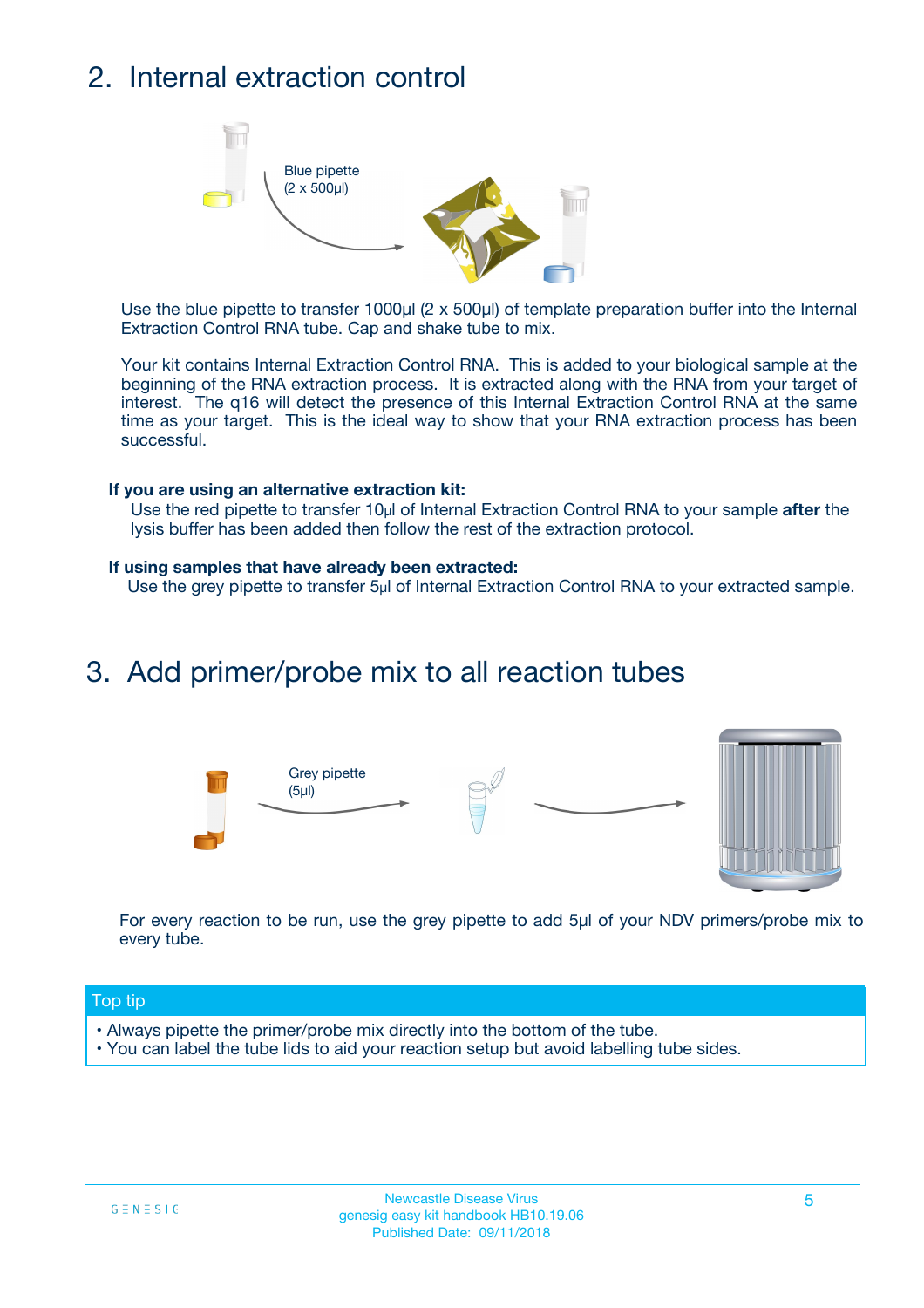## 2. Internal extraction control

Blue pipette
(2 x 500µl)

Use the blue pipette to transfer 1000µl (2 x 500µl) of template preparation buffer into the Internal Extraction Control RNA tube. Cap and shake tube to mix.

Your kit contains Internal Extraction Control RNA. This is added to your biological sample at the beginning of the RNA extraction process. It is extracted along with the RNA from your target of interest. The q16 will detect the presence of this Internal Extraction Control RNA at the same time as your target. This is the ideal way to show that your RNA extraction process has been successful.

**If you are using an alternative extraction kit:**

Use the red pipette to transfer 10µl of Internal Extraction Control RNA to your sample **after** the lysis buffer has been added then follow the rest of the extraction protocol.

**If using samples that have already been extracted:**

Use the grey pipette to transfer 5µl of Internal Extraction Control RNA to your extracted sample.

## 3. Add primer/probe mix to all reaction tubes

Grey pipette
(5µl)

For every reaction to be run, use the grey pipette to add 5µl of your NDV primers/probe mix to every tube.

**Top tip**

- Always pipette the primer/probe mix directly into the bottom of the tube.
- You can label the tube lids to aid your reaction setup but avoid labelling tube sides.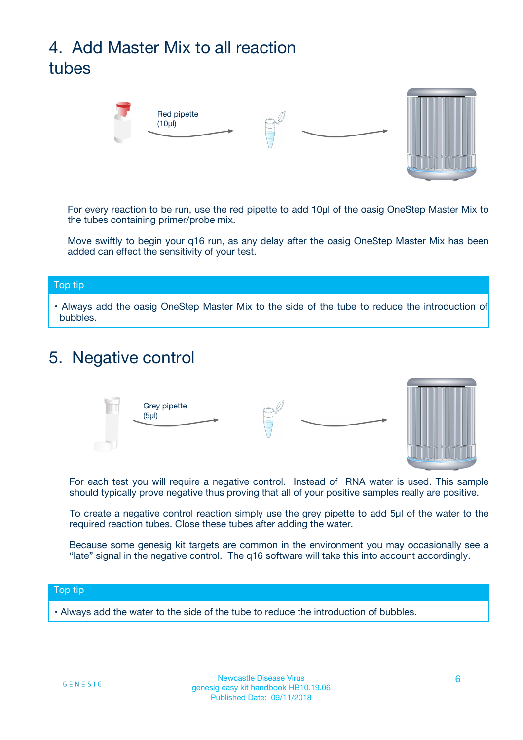## 4. Add Master Mix to all reaction tubes

Red pipette (10µl)

For every reaction to be run, use the red pipette to add 10µl of the oasig OneStep Master Mix to the tubes containing primer/probe mix.

Move swiftly to begin your q16 run, as any delay after the oasig OneStep Master Mix has been added can effect the sensitivity of your test.

**Top tip**

- Always add the oasig OneStep Master Mix to the side of the tube to reduce the introduction of bubbles.

## 5. Negative control

Grey pipette (5µl)

For each test you will require a negative control. Instead of RNA water is used. This sample should typically prove negative thus proving that all of your positive samples really are positive.

To create a negative control reaction simply use the grey pipette to add 5µl of the water to the required reaction tubes. Close these tubes after adding the water.

Because some genesig kit targets are common in the environment you may occasionally see a "late" signal in the negative control. The q16 software will take this into account accordingly.

**Top tip**

- Always add the water to the side of the tube to reduce the introduction of bubbles.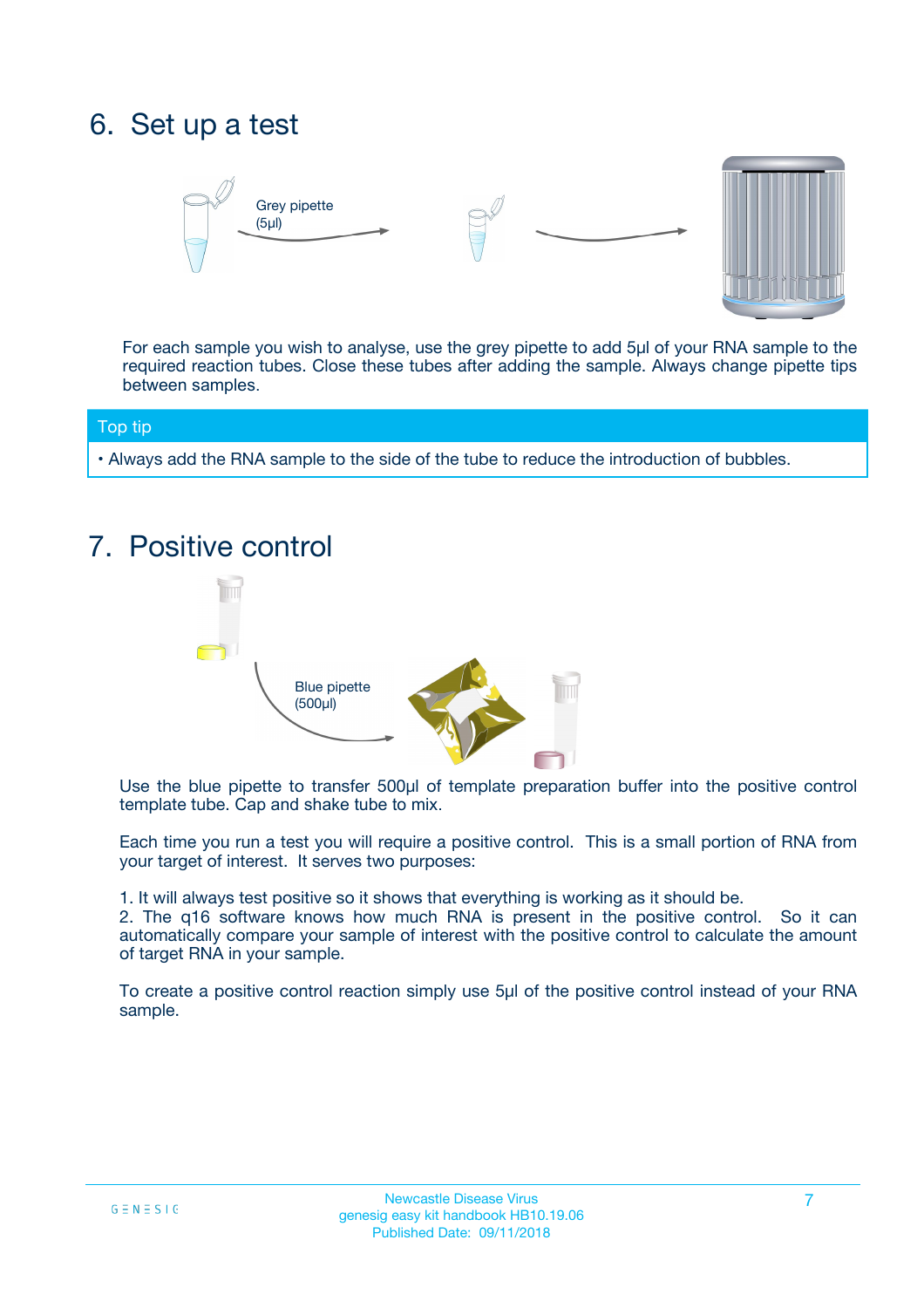## 6. Set up a test

Grey pipette (5µl)

For each sample you wish to analyse, use the grey pipette to add 5µl of your RNA sample to the required reaction tubes. Close these tubes after adding the sample. Always change pipette tips between samples.

**Top tip**

- Always add the RNA sample to the side of the tube to reduce the introduction of bubbles.

## 7. Positive control

Blue pipette (500µl)

Use the blue pipette to transfer 500µl of template preparation buffer into the positive control template tube. Cap and shake tube to mix.

Each time you run a test you will require a positive control. This is a small portion of RNA from your target of interest. It serves two purposes:

1. It will always test positive so it shows that everything is working as it should be.
2. The q16 software knows how much RNA is present in the positive control. So it can automatically compare your sample of interest with the positive control to calculate the amount of target RNA in your sample.

To create a positive control reaction simply use 5µl of the positive control instead of your RNA sample.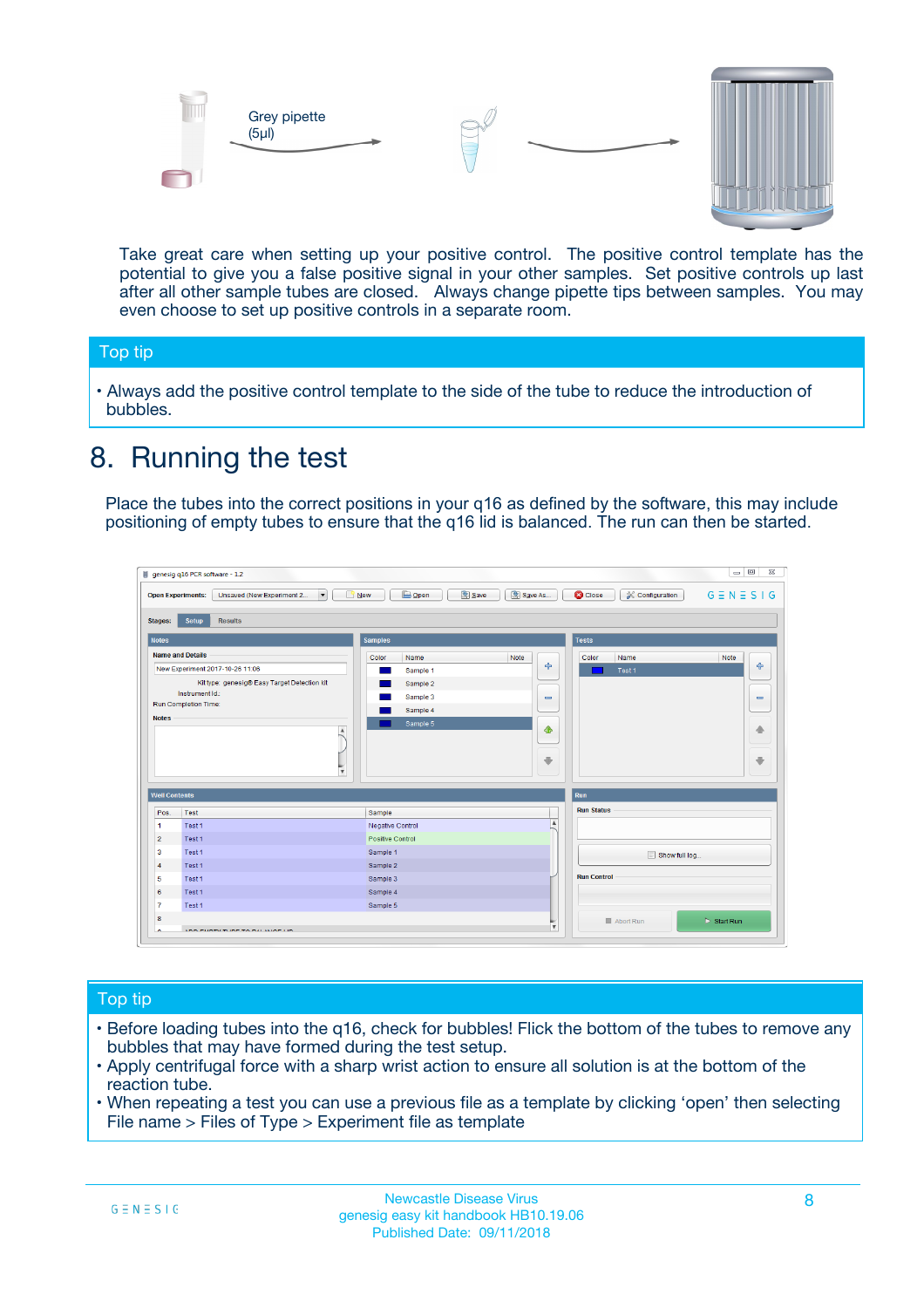Grey pipette
(5µl)

Take great care when setting up your positive control. The positive control template has the potential to give you a false positive signal in your other samples. Set positive controls up last after all other sample tubes are closed. Always change pipette tips between samples. You may even choose to set up positive controls in a separate room.

## Top tip

- Always add the positive control template to the side of the tube to reduce the introduction of bubbles.

# 8. Running the test

Place the tubes into the correct positions in your q16 as defined by the software, this may include positioning of empty tubes to ensure that the q16 lid is balanced. The run can then be started.

## Top tip

- Before loading tubes into the q16, check for bubbles! Flick the bottom of the tubes to remove any bubbles that may have formed during the test setup.
- Apply centrifugal force with a sharp wrist action to ensure all solution is at the bottom of the reaction tube.
- When repeating a test you can use a previous file as a template by clicking 'open' then selecting File name > Files of Type > Experiment file as template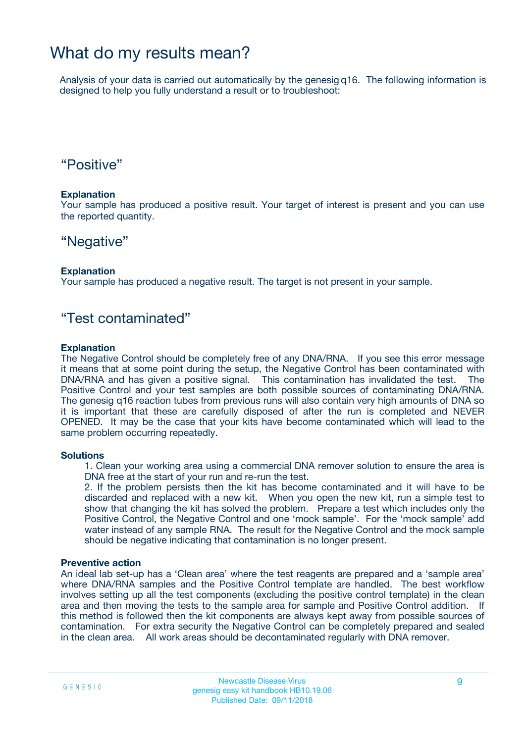# What do my results mean?

Analysis of your data is carried out automatically by the genesig q16. The following information is designed to help you fully understand a result or to troubleshoot:

## “Positive”

**Explanation**
Your sample has produced a positive result. Your target of interest is present and you can use the reported quantity.

## “Negative”

**Explanation**
Your sample has produced a negative result. The target is not present in your sample.

## “Test contaminated”

**Explanation**
The Negative Control should be completely free of any DNA/RNA. If you see this error message it means that at some point during the setup, the Negative Control has been contaminated with DNA/RNA and has given a positive signal. This contamination has invalidated the test. The Positive Control and your test samples are both possible sources of contaminating DNA/RNA. The genesig q16 reaction tubes from previous runs will also contain very high amounts of DNA so it is important that these are carefully disposed of after the run is completed and NEVER OPENED. It may be the case that your kits have become contaminated which will lead to the same problem occurring repeatedly.

**Solutions**

1. Clean your working area using a commercial DNA remover solution to ensure the area is DNA free at the start of your run and re-run the test.
2. If the problem persists then the kit has become contaminated and it will have to be discarded and replaced with a new kit. When you open the new kit, run a simple test to show that changing the kit has solved the problem. Prepare a test which includes only the Positive Control, the Negative Control and one ‘mock sample’. For the ‘mock sample’ add water instead of any sample RNA. The result for the Negative Control and the mock sample should be negative indicating that contamination is no longer present.

**Preventive action**
An ideal lab set-up has a ‘Clean area’ where the test reagents are prepared and a ‘sample area’ where DNA/RNA samples and the Positive Control template are handled. The best workflow involves setting up all the test components (excluding the positive control template) in the clean area and then moving the tests to the sample area for sample and Positive Control addition. If this method is followed then the kit components are always kept away from possible sources of contamination. For extra security the Negative Control can be completely prepared and sealed in the clean area. All work areas should be decontaminated regularly with DNA remover.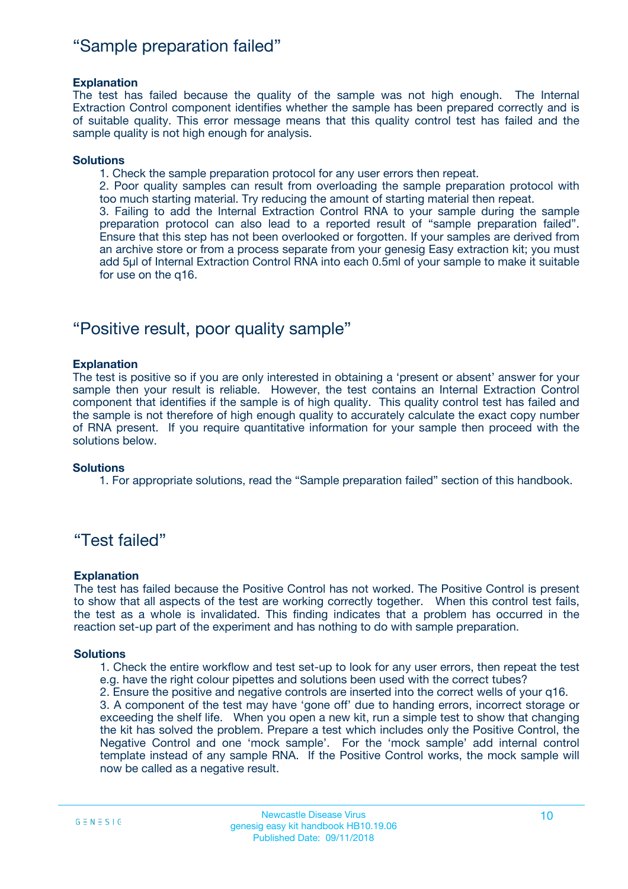## “Sample preparation failed”

**Explanation**

The test has failed because the quality of the sample was not high enough. The Internal Extraction Control component identifies whether the sample has been prepared correctly and is of suitable quality. This error message means that this quality control test has failed and the sample quality is not high enough for analysis.

**Solutions**

1. Check the sample preparation protocol for any user errors then repeat.
2. Poor quality samples can result from overloading the sample preparation protocol with too much starting material. Try reducing the amount of starting material then repeat.
3. Failing to add the Internal Extraction Control RNA to your sample during the sample preparation protocol can also lead to a reported result of “sample preparation failed”. Ensure that this step has not been overlooked or forgotten. If your samples are derived from an archive store or from a process separate from your genesig Easy extraction kit; you must add 5µl of Internal Extraction Control RNA into each 0.5ml of your sample to make it suitable for use on the q16.

## “Positive result, poor quality sample”

**Explanation**

The test is positive so if you are only interested in obtaining a ‘present or absent’ answer for your sample then your result is reliable. However, the test contains an Internal Extraction Control component that identifies if the sample is of high quality. This quality control test has failed and the sample is not therefore of high enough quality to accurately calculate the exact copy number of RNA present. If you require quantitative information for your sample then proceed with the solutions below.

**Solutions**

1. For appropriate solutions, read the “Sample preparation failed” section of this handbook.

## “Test failed”

**Explanation**

The test has failed because the Positive Control has not worked. The Positive Control is present to show that all aspects of the test are working correctly together. When this control test fails, the test as a whole is invalidated. This finding indicates that a problem has occurred in the reaction set-up part of the experiment and has nothing to do with sample preparation.

**Solutions**

1. Check the entire workflow and test set-up to look for any user errors, then repeat the test e.g. have the right colour pipettes and solutions been used with the correct tubes?
2. Ensure the positive and negative controls are inserted into the correct wells of your q16.
3. A component of the test may have ‘gone off’ due to handing errors, incorrect storage or exceeding the shelf life. When you open a new kit, run a simple test to show that changing the kit has solved the problem. Prepare a test which includes only the Positive Control, the Negative Control and one ‘mock sample’. For the ‘mock sample’ add internal control template instead of any sample RNA. If the Positive Control works, the mock sample will now be called as a negative result.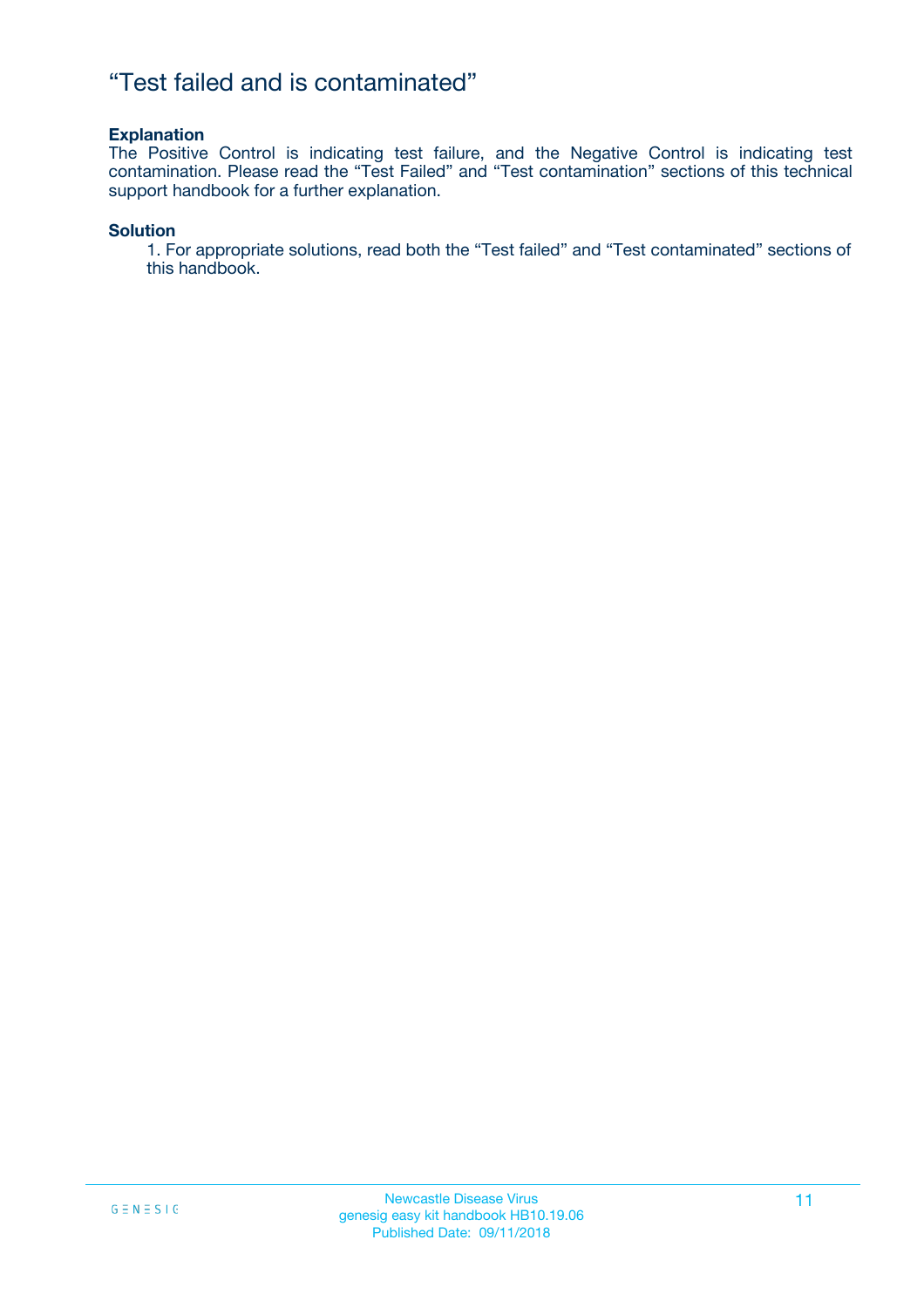# “Test failed and is contaminated”

**Explanation**

The Positive Control is indicating test failure, and the Negative Control is indicating test contamination. Please read the “Test Failed” and “Test contamination” sections of this technical support handbook for a further explanation.

**Solution**

1. For appropriate solutions, read both the “Test failed” and “Test contaminated” sections of this handbook.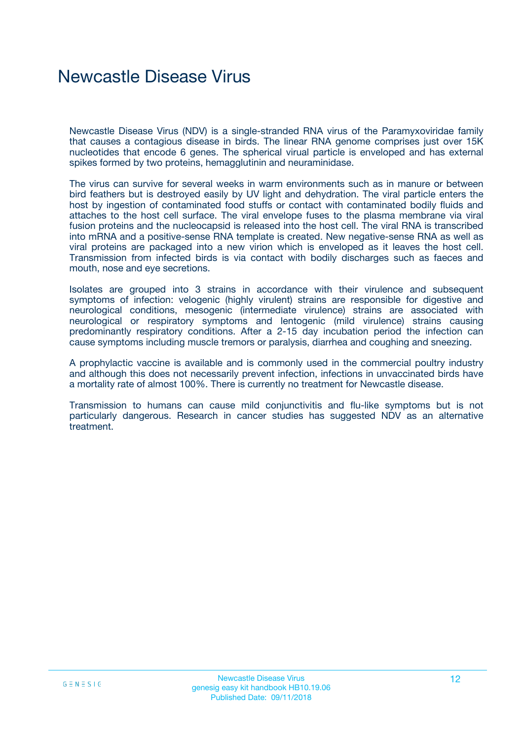# Newcastle Disease Virus

Newcastle Disease Virus (NDV) is a single-stranded RNA virus of the Paramyxoviridae family that causes a contagious disease in birds. The linear RNA genome comprises just over 15K nucleotides that encode 6 genes. The spherical virual particle is enveloped and has external spikes formed by two proteins, hemagglutinin and neuraminidase.

The virus can survive for several weeks in warm environments such as in manure or between bird feathers but is destroyed easily by UV light and dehydration. The viral particle enters the host by ingestion of contaminated food stuffs or contact with contaminated bodily fluids and attaches to the host cell surface. The viral envelope fuses to the plasma membrane via viral fusion proteins and the nucleocapsid is released into the host cell. The viral RNA is transcribed into mRNA and a positive-sense RNA template is created. New negative-sense RNA as well as viral proteins are packaged into a new virion which is enveloped as it leaves the host cell. Transmission from infected birds is via contact with bodily discharges such as faeces and mouth, nose and eye secretions.

Isolates are grouped into 3 strains in accordance with their virulence and subsequent symptoms of infection: velogenic (highly virulent) strains are responsible for digestive and neurological conditions, mesogenic (intermediate virulence) strains are associated with neurological or respiratory symptoms and lentogenic (mild virulence) strains causing predominantly respiratory conditions. After a 2-15 day incubation period the infection can cause symptoms including muscle tremors or paralysis, diarrhea and coughing and sneezing.

A prophylactic vaccine is available and is commonly used in the commercial poultry industry and although this does not necessarily prevent infection, infections in unvaccinated birds have a mortality rate of almost 100%. There is currently no treatment for Newcastle disease.

Transmission to humans can cause mild conjunctivitis and flu-like symptoms but is not particularly dangerous. Research in cancer studies has suggested NDV as an alternative treatment.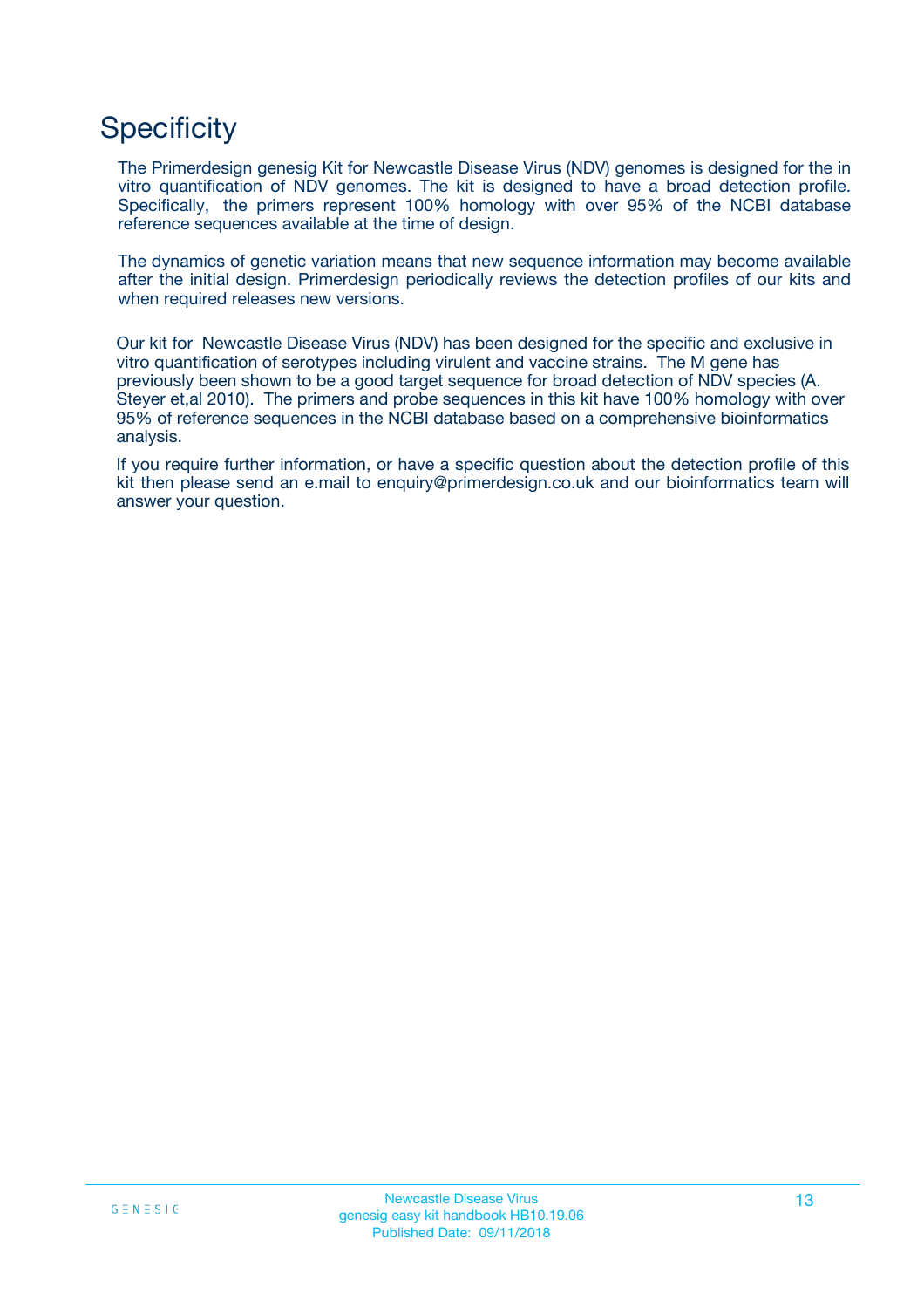# Specificity

The Primerdesign genesig Kit for Newcastle Disease Virus (NDV) genomes is designed for the in vitro quantification of NDV genomes. The kit is designed to have a broad detection profile. Specifically, the primers represent 100% homology with over 95% of the NCBI database reference sequences available at the time of design.

The dynamics of genetic variation means that new sequence information may become available after the initial design. Primerdesign periodically reviews the detection profiles of our kits and when required releases new versions.

Our kit for Newcastle Disease Virus (NDV) has been designed for the specific and exclusive in vitro quantification of serotypes including virulent and vaccine strains. The M gene has previously been shown to be a good target sequence for broad detection of NDV species (A. Steyer et,al 2010). The primers and probe sequences in this kit have 100% homology with over 95% of reference sequences in the NCBI database based on a comprehensive bioinformatics analysis.

If you require further information, or have a specific question about the detection profile of this kit then please send an e.mail to enquiry@primerdesign.co.uk and our bioinformatics team will answer your question.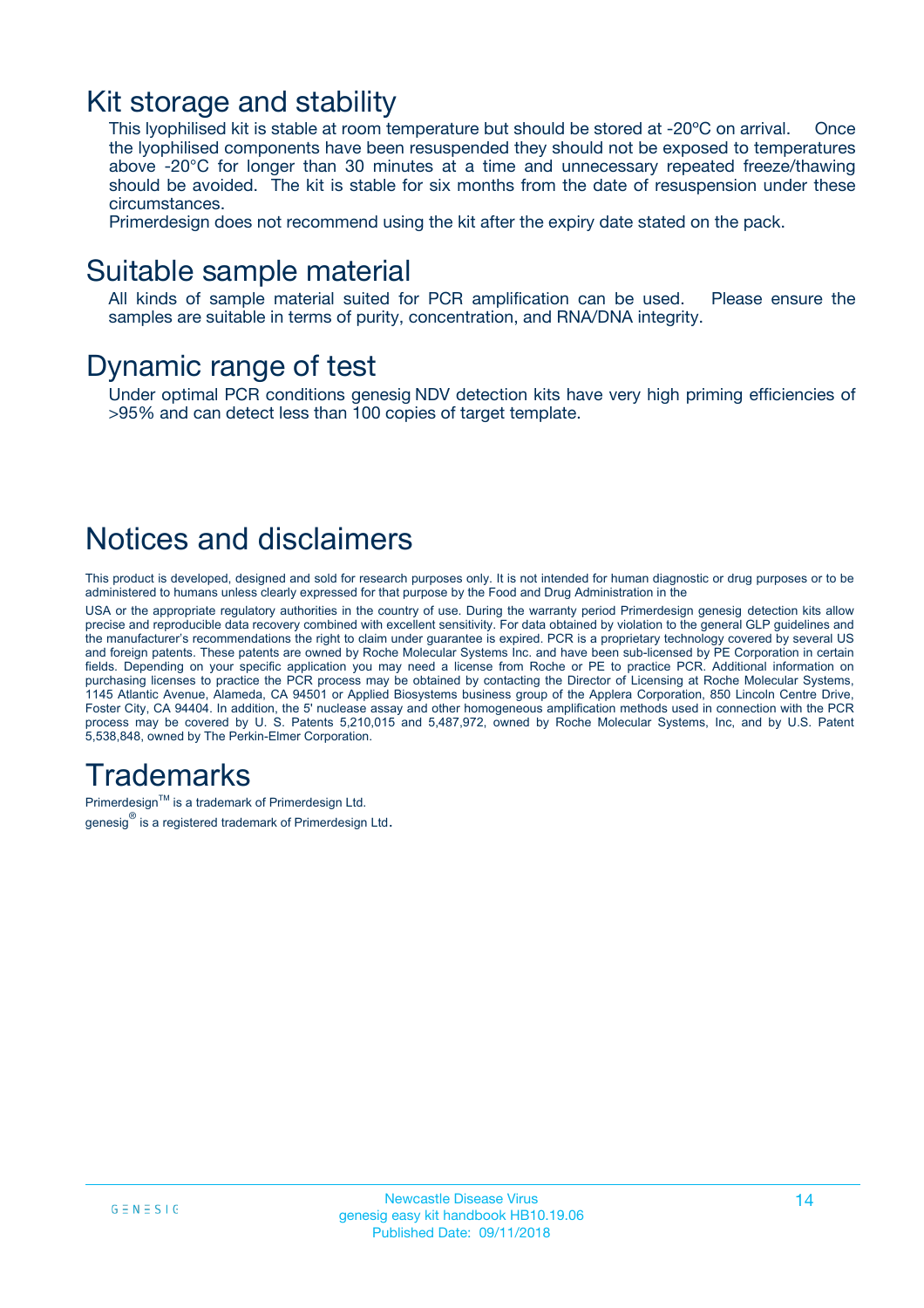## Kit storage and stability

This lyophilised kit is stable at room temperature but should be stored at -20ºC on arrival. Once the lyophilised components have been resuspended they should not be exposed to temperatures above -20°C for longer than 30 minutes at a time and unnecessary repeated freeze/thawing should be avoided. The kit is stable for six months from the date of resuspension under these circumstances.

Primerdesign does not recommend using the kit after the expiry date stated on the pack.

## Suitable sample material

All kinds of sample material suited for PCR amplification can be used. Please ensure the samples are suitable in terms of purity, concentration, and RNA/DNA integrity.

## Dynamic range of test

Under optimal PCR conditions genesig NDV detection kits have very high priming efficiencies of >95% and can detect less than 100 copies of target template.

# Notices and disclaimers

This product is developed, designed and sold for research purposes only. It is not intended for human diagnostic or drug purposes or to be administered to humans unless clearly expressed for that purpose by the Food and Drug Administration in the

USA or the appropriate regulatory authorities in the country of use. During the warranty period Primerdesign genesig detection kits allow precise and reproducible data recovery combined with excellent sensitivity. For data obtained by violation to the general GLP guidelines and the manufacturer's recommendations the right to claim under guarantee is expired. PCR is a proprietary technology covered by several US and foreign patents. These patents are owned by Roche Molecular Systems Inc. and have been sub-licensed by PE Corporation in certain fields. Depending on your specific application you may need a license from Roche or PE to practice PCR. Additional information on purchasing licenses to practice the PCR process may be obtained by contacting the Director of Licensing at Roche Molecular Systems, 1145 Atlantic Avenue, Alameda, CA 94501 or Applied Biosystems business group of the Applera Corporation, 850 Lincoln Centre Drive, Foster City, CA 94404. In addition, the 5' nuclease assay and other homogeneous amplification methods used in connection with the PCR process may be covered by U. S. Patents 5,210,015 and 5,487,972, owned by Roche Molecular Systems, Inc, and by U.S. Patent 5,538,848, owned by The Perkin-Elmer Corporation.

# Trademarks

Primerdesign™ is a trademark of Primerdesign Ltd.

genesig® is a registered trademark of Primerdesign Ltd.